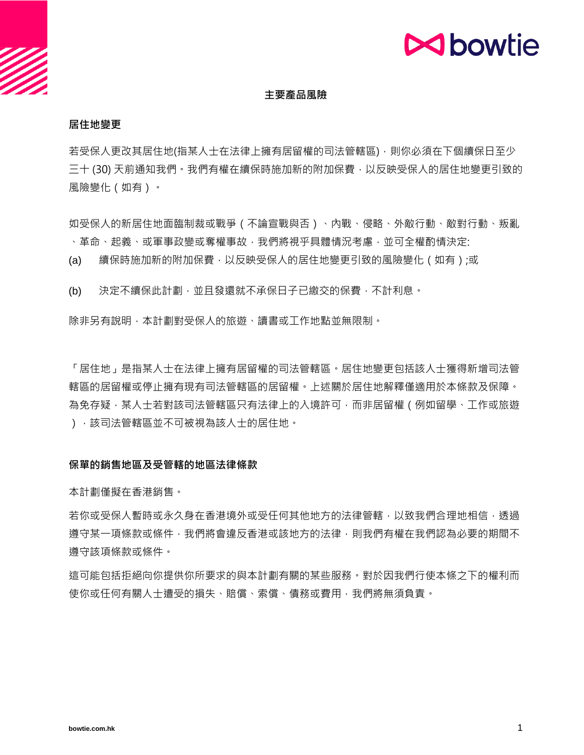## 主要產品風險

### 居住地變更

若受保人更改其居住地(指某人士在法律上擁有居留權的司法管轄區)，則你必須在下個續保日至少三十 (30) 天前通知我們。我們有權在續保時施加新的附加保費，以反映受保人的居住地變更引致的風險變化（如有）。

如受保人的新居住地面臨制裁或戰爭（不論宣戰與否）、內戰、侵略、外敵行動、敵對行動、叛亂、革命、起義、或軍事政變或奪權事故，我們將視乎具體情況考慮，並可全權酌情決定:

(a) 續保時施加新的附加保費，以反映受保人的居住地變更引致的風險變化（如有）;或

(b) 決定不續保此計劃，並且發還就不承保日子已繳交的保費，不計利息。

除非另有說明，本計劃對受保人的旅遊、讀書或工作地點並無限制。

「居住地」是指某人士在法律上擁有居留權的司法管轄區。居住地變更包括該人士獲得新增司法管轄區的居留權或停止擁有現有司法管轄區的居留權。上述關於居住地解釋僅適用於本條款及保障。為免存疑，某人士若對該司法管轄區只有法律上的入境許可，而非居留權（例如留學、工作或旅遊），該司法管轄區並不可被視為該人士的居住地。

### 保單的銷售地區及受管轄的地區法律條款

本計劃僅擬在香港銷售。

若你或受保人暫時或永久身在香港境外或受任何其他地方的法律管轄，以致我們合理地相信，透過遵守某一項條款或條件，我們將會違反香港或該地方的法律，則我們有權在我們認為必要的期間不遵守該項條款或條件。

這可能包括拒絕向你提供你所要求的與本計劃有關的某些服務。對於因我們行使本條之下的權利而使你或任何有關人士遭受的損失、賠償、索償、債務或費用，我們將無須負責。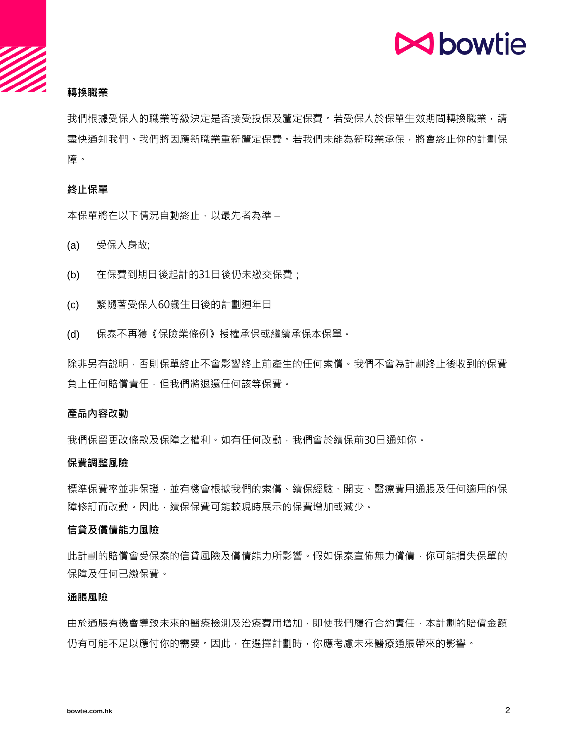**轉換職業**

我們根據受保人的職業等級決定是否接受投保及釐定保費。若受保人於保單生效期間轉換職業，請盡快通知我們。我們將因應新職業重新釐定保費。若我們未能為新職業承保，將會終止你的計劃保障。

**終止保單**

本保單將在以下情況自動終止，以最先者為準 –

(a) 受保人身故;

(b) 在保費到期日後起計的31日後仍未繳交保費；

(c) 緊隨著受保人60歲生日後的計劃週年日

(d) 保泰不再獲《保險業條例》授權承保或繼續承保本保單。

除非另有說明，否則保單終止不會影響終止前產生的任何索償。我們不會為計劃終止後收到的保費負上任何賠償責任，但我們將退還任何該等保費。

**產品內容改動**

我們保留更改條款及保障之權利。如有任何改動，我們會於續保前30日通知你。

**保費調整風險**

標準保費率並非保證，並有機會根據我們的索償、續保經驗、開支、醫療費用通脹及任何適用的保障修訂而改動。因此，續保保費可能較現時展示的保費增加或減少。

**信貸及償債能力風險**

此計劃的賠償會受保泰的信貸風險及償債能力所影響。假如保泰宣佈無力償債，你可能損失保單的保障及任何已繳保費。

**通脹風險**

由於通脹有機會導致未來的醫療檢測及治療費用增加，即使我們履行合約責任，本計劃的賠償金額仍有可能不足以應付你的需要。因此，在選擇計劃時，你應考慮未來醫療通脹帶來的影響。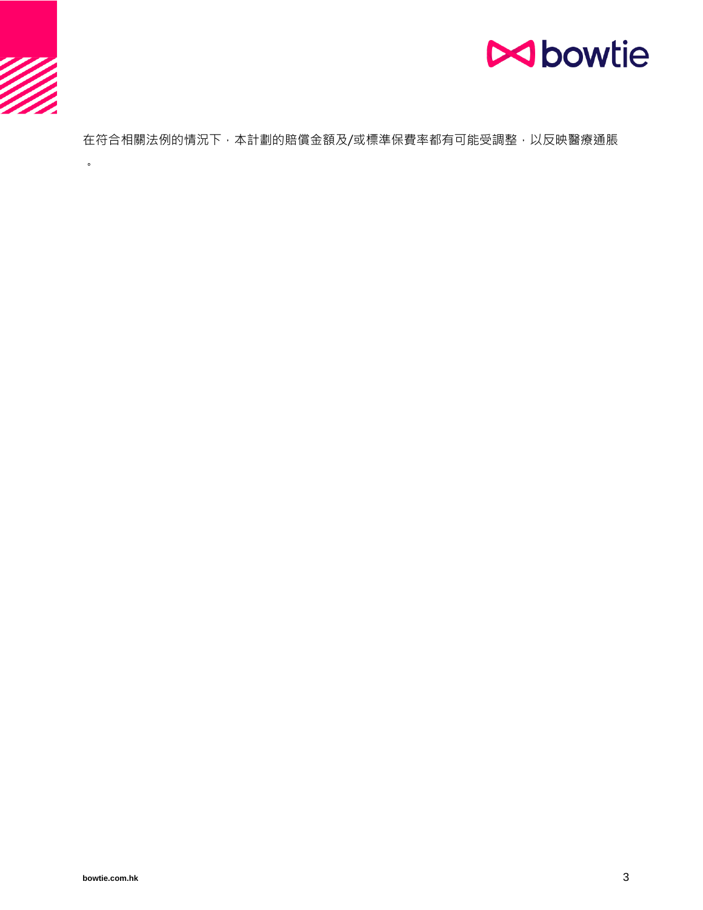在符合相關法例的情況下，本計劃的賠償金額及/或標準保費率都有可能受調整，以反映醫療通脹。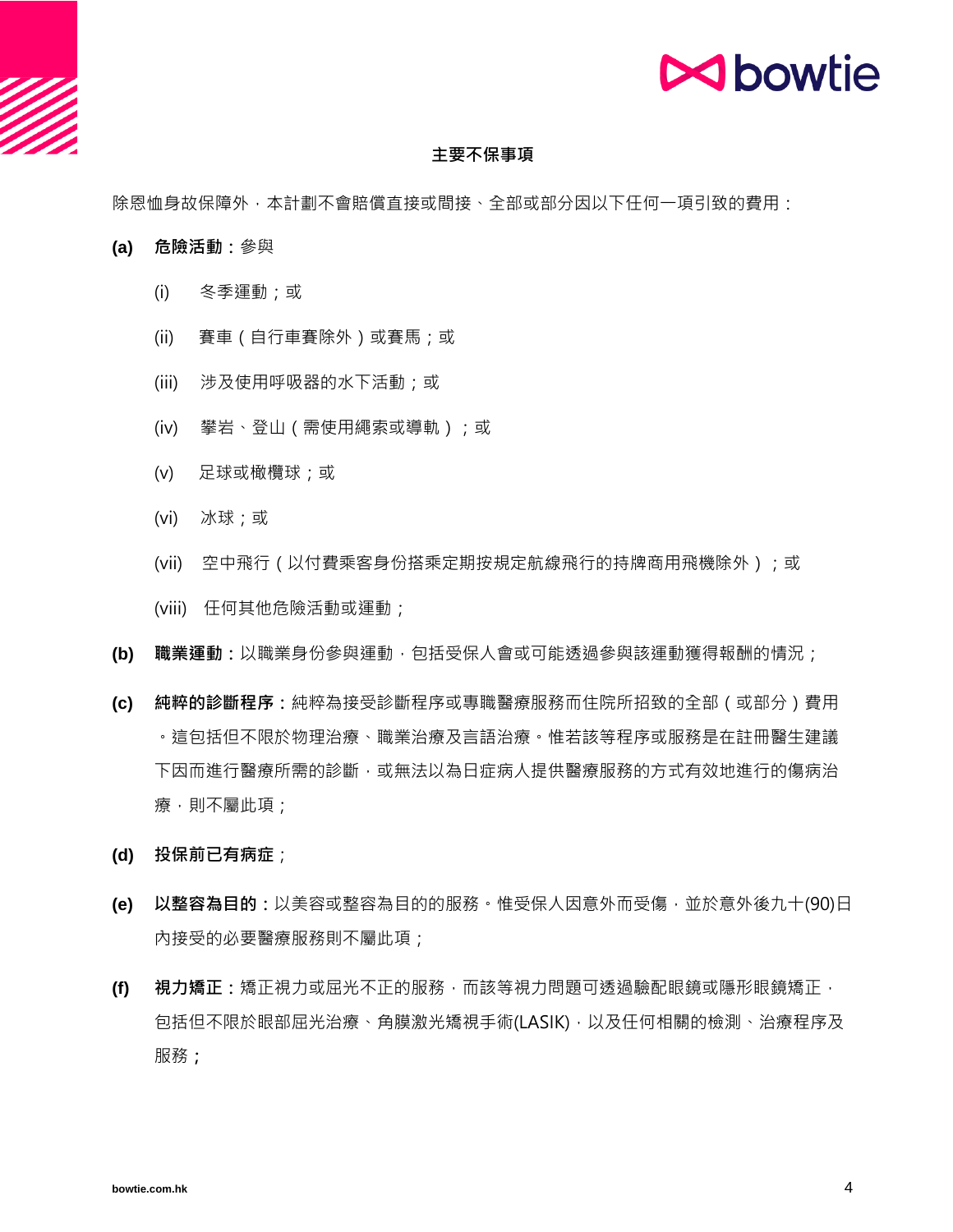## 主要不保事項

除恩恤身故保障外，本計劃不會賠償直接或間接、全部或部分因以下任何一項引致的費用：

**(a) 危險活動**：參與

- (i) 冬季運動；或
- (ii) 賽車（自行車賽除外）或賽馬；或
- (iii) 涉及使用呼吸器的水下活動；或
- (iv) 攀岩、登山（需使用繩索或導軌）；或
- (v) 足球或橄欖球；或
- (vi) 冰球；或
- (vii) 空中飛行（以付費乘客身份搭乘定期按規定航線飛行的持牌商用飛機除外）；或
- (viii) 任何其他危險活動或運動；

**(b) 職業運動**：以職業身份參與運動，包括受保人會或可能透過參與該運動獲得報酬的情況；

**(c) 純粹的診斷程序**：純粹為接受診斷程序或專職醫療服務而住院所招致的全部（或部分）費用。這包括但不限於物理治療、職業治療及言語治療。惟若該等程序或服務是在註冊醫生建議下因而進行醫療所需的診斷，或無法以為日症病人提供醫療服務的方式有效地進行的傷病治療，則不屬此項；

**(d) 投保前已有病症**；

**(e) 以整容為目的**：以美容或整容為目的的服務。惟受保人因意外而受傷，並於意外後九十(90)日內接受的必要醫療服務則不屬此項；

**(f) 視力矯正**：矯正視力或屈光不正的服務，而該等視力問題可透過驗配眼鏡或隱形眼鏡矯正，包括但不限於眼部屈光治療、角膜激光矯視手術(LASIK)，以及任何相關的檢測、治療程序及服務；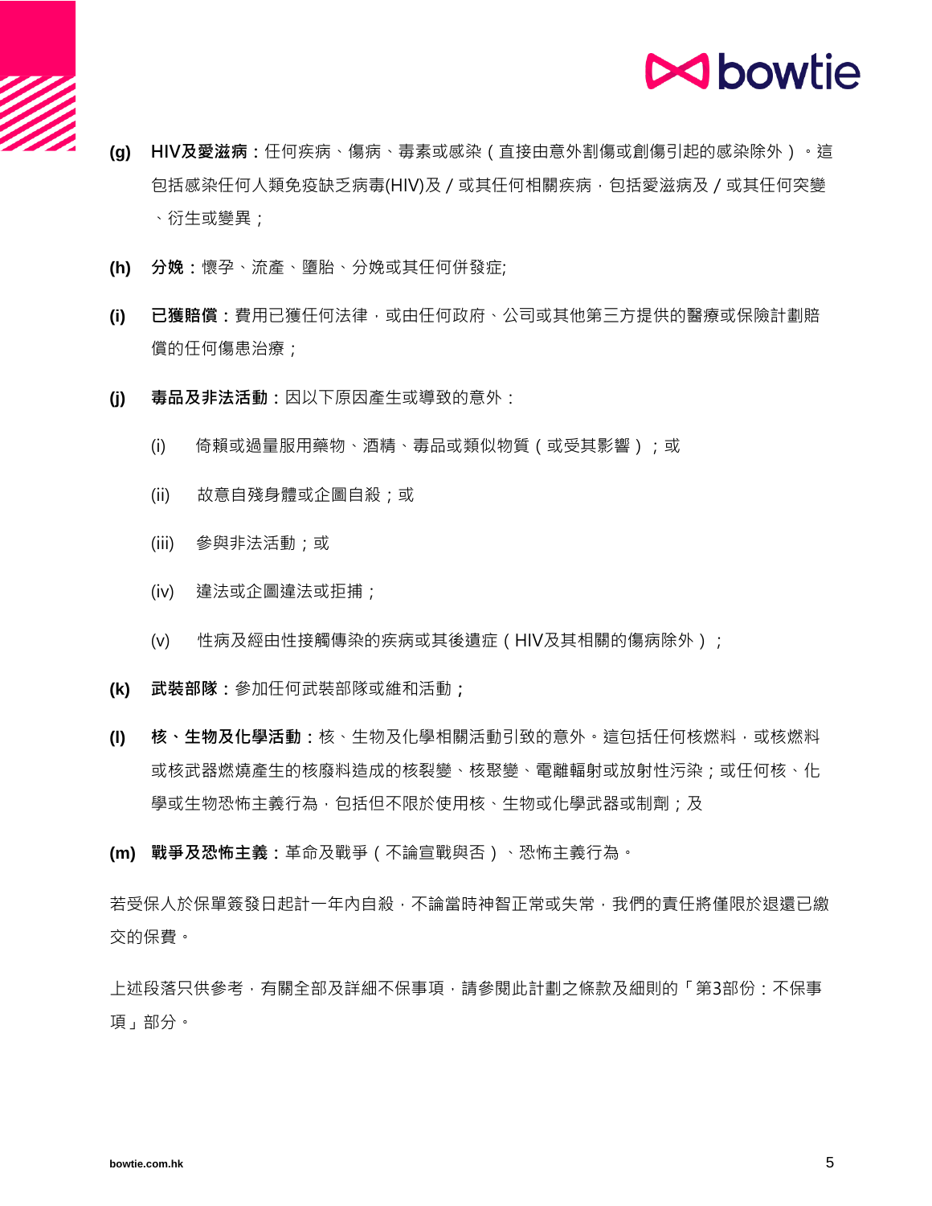**(g)** **HIV及愛滋病**：任何疾病、傷病、毒素或感染（直接由意外割傷或創傷引起的感染除外）。這包括感染任何人類免疫缺乏病毒(HIV)及 / 或其任何相關疾病，包括愛滋病及 / 或其任何突變、衍生或變異；

**(h)** **分娩**：懷孕、流產、墮胎、分娩或其任何併發症;

**(i)** **已獲賠償**：費用已獲任何法律，或由任何政府、公司或其他第三方提供的醫療或保險計劃賠償的任何傷患治療；

**(j)** **毒品及非法活動**：因以下原因產生或導致的意外：

(i) 倚賴或過量服用藥物、酒精、毒品或類似物質（或受其影響）；或

(ii) 故意自殘身體或企圖自殺；或

(iii) 參與非法活動；或

(iv) 違法或企圖違法或拒捕；

(v) 性病及經由性接觸傳染的疾病或其後遺症（HIV及其相關的傷病除外）；

**(k)** **武裝部隊**：參加任何武裝部隊或維和活動；

**(l)** **核、生物及化學活動**：核、生物及化學相關活動引致的意外。這包括任何核燃料，或核燃料或核武器燃燒產生的核廢料造成的核裂變、核聚變、電離輻射或放射性污染；或任何核、化學或生物恐怖主義行為，包括但不限於使用核、生物或化學武器或制劑；及

**(m)** **戰爭及恐怖主義**：革命及戰爭（不論宣戰與否）、恐怖主義行為。

若受保人於保單簽發日起計一年內自殺，不論當時神智正常或失常，我們的責任將僅限於退還已繳交的保費。

上述段落只供參考，有關全部及詳細不保事項，請參閱此計劃之條款及細則的「第3部份：不保事項」部分。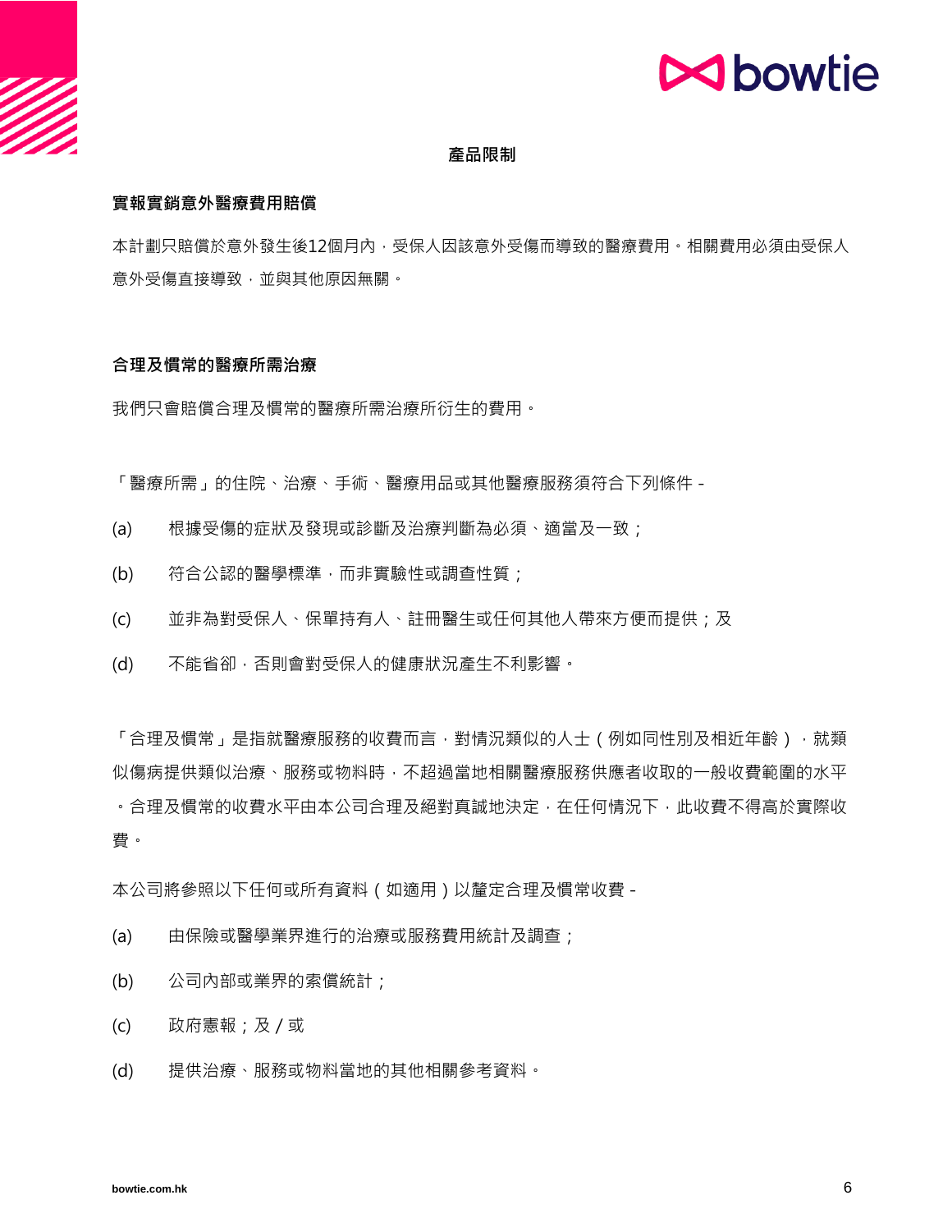## 產品限制

### 實報實銷意外醫療費用賠償

本計劃只賠償於意外發生後12個月內，受保人因該意外受傷而導致的醫療費用。相關費用必須由受保人意外受傷直接導致，並與其他原因無關。

### 合理及慣常的醫療所需治療

我們只會賠償合理及慣常的醫療所需治療所衍生的費用。

「醫療所需」的住院、治療、手術、醫療用品或其他醫療服務須符合下列條件 -

(a) 根據受傷的症狀及發現或診斷及治療判斷為必須、適當及一致；

(b) 符合公認的醫學標準，而非實驗性或調查性質；

(c) 並非為對受保人、保單持有人、註冊醫生或任何其他人帶來方便而提供；及

(d) 不能省卻，否則會對受保人的健康狀況產生不利影響。

「合理及慣常」是指就醫療服務的收費而言，對情況類似的人士（例如同性別及相近年齡），就類似傷病提供類似治療、服務或物料時，不超過當地相關醫療服務供應者收取的一般收費範圍的水平。合理及慣常的收費水平由本公司合理及絕對真誠地決定，在任何情況下，此收費不得高於實際收費。

本公司將參照以下任何或所有資料（如適用）以釐定合理及慣常收費 -

(a) 由保險或醫學業界進行的治療或服務費用統計及調查；

(b) 公司內部或業界的索償統計；

(c) 政府憲報；及 / 或

(d) 提供治療、服務或物料當地的其他相關參考資料。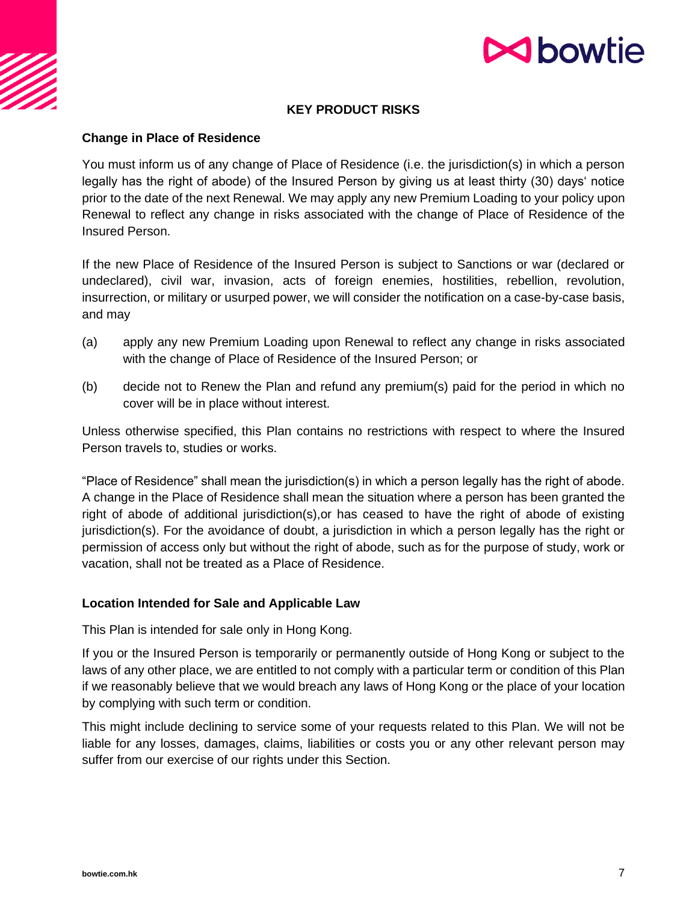## KEY PRODUCT RISKS

### Change in Place of Residence

You must inform us of any change of Place of Residence (i.e. the jurisdiction(s) in which a person legally has the right of abode) of the Insured Person by giving us at least thirty (30) days' notice prior to the date of the next Renewal. We may apply any new Premium Loading to your policy upon Renewal to reflect any change in risks associated with the change of Place of Residence of the Insured Person.

If the new Place of Residence of the Insured Person is subject to Sanctions or war (declared or undeclared), civil war, invasion, acts of foreign enemies, hostilities, rebellion, revolution, insurrection, or military or usurped power, we will consider the notification on a case-by-case basis, and may

(a) apply any new Premium Loading upon Renewal to reflect any change in risks associated with the change of Place of Residence of the Insured Person; or

(b) decide not to Renew the Plan and refund any premium(s) paid for the period in which no cover will be in place without interest.

Unless otherwise specified, this Plan contains no restrictions with respect to where the Insured Person travels to, studies or works.

"Place of Residence" shall mean the jurisdiction(s) in which a person legally has the right of abode. A change in the Place of Residence shall mean the situation where a person has been granted the right of abode of additional jurisdiction(s),or has ceased to have the right of abode of existing jurisdiction(s). For the avoidance of doubt, a jurisdiction in which a person legally has the right or permission of access only but without the right of abode, such as for the purpose of study, work or vacation, shall not be treated as a Place of Residence.

### Location Intended for Sale and Applicable Law

This Plan is intended for sale only in Hong Kong.

If you or the Insured Person is temporarily or permanently outside of Hong Kong or subject to the laws of any other place, we are entitled to not comply with a particular term or condition of this Plan if we reasonably believe that we would breach any laws of Hong Kong or the place of your location by complying with such term or condition.

This might include declining to service some of your requests related to this Plan. We will not be liable for any losses, damages, claims, liabilities or costs you or any other relevant person may suffer from our exercise of our rights under this Section.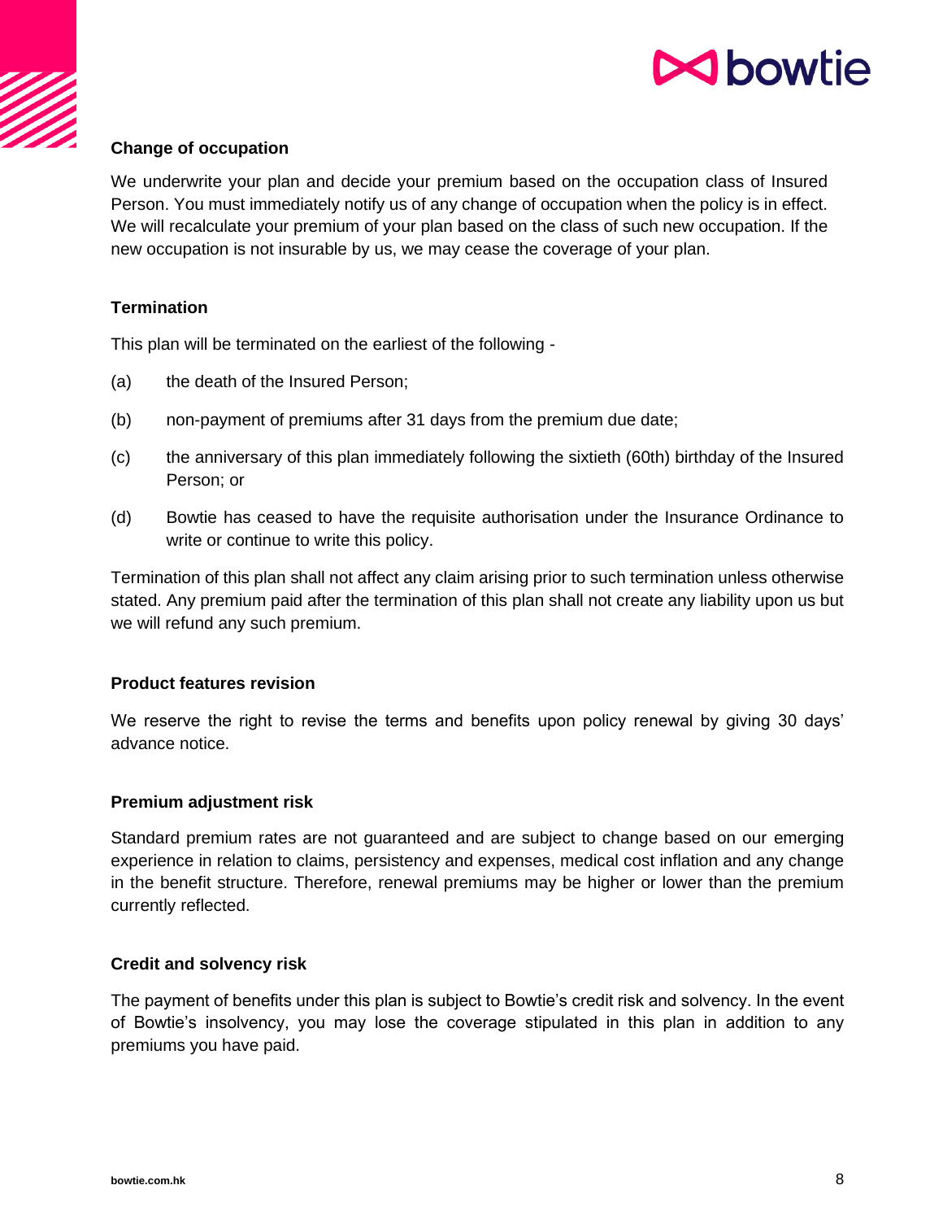### Change of occupation

We underwrite your plan and decide your premium based on the occupation class of Insured Person. You must immediately notify us of any change of occupation when the policy is in effect. We will recalculate your premium of your plan based on the class of such new occupation. If the new occupation is not insurable by us, we may cease the coverage of your plan.

### Termination

This plan will be terminated on the earliest of the following -

(a) the death of the Insured Person;

(b) non-payment of premiums after 31 days from the premium due date;

(c) the anniversary of this plan immediately following the sixtieth (60th) birthday of the Insured Person; or

(d) Bowtie has ceased to have the requisite authorisation under the Insurance Ordinance to write or continue to write this policy.

Termination of this plan shall not affect any claim arising prior to such termination unless otherwise stated. Any premium paid after the termination of this plan shall not create any liability upon us but we will refund any such premium.

### Product features revision

We reserve the right to revise the terms and benefits upon policy renewal by giving 30 days' advance notice.

### Premium adjustment risk

Standard premium rates are not guaranteed and are subject to change based on our emerging experience in relation to claims, persistency and expenses, medical cost inflation and any change in the benefit structure. Therefore, renewal premiums may be higher or lower than the premium currently reflected.

### Credit and solvency risk

The payment of benefits under this plan is subject to Bowtie's credit risk and solvency. In the event of Bowtie's insolvency, you may lose the coverage stipulated in this plan in addition to any premiums you have paid.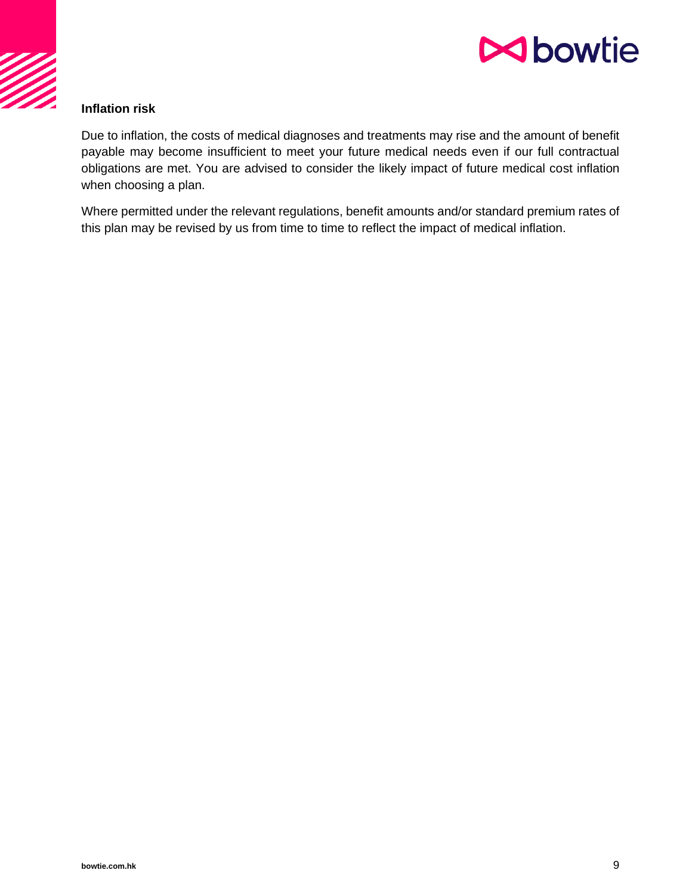**Inflation risk**

Due to inflation, the costs of medical diagnoses and treatments may rise and the amount of benefit payable may become insufficient to meet your future medical needs even if our full contractual obligations are met. You are advised to consider the likely impact of future medical cost inflation when choosing a plan.

Where permitted under the relevant regulations, benefit amounts and/or standard premium rates of this plan may be revised by us from time to time to reflect the impact of medical inflation.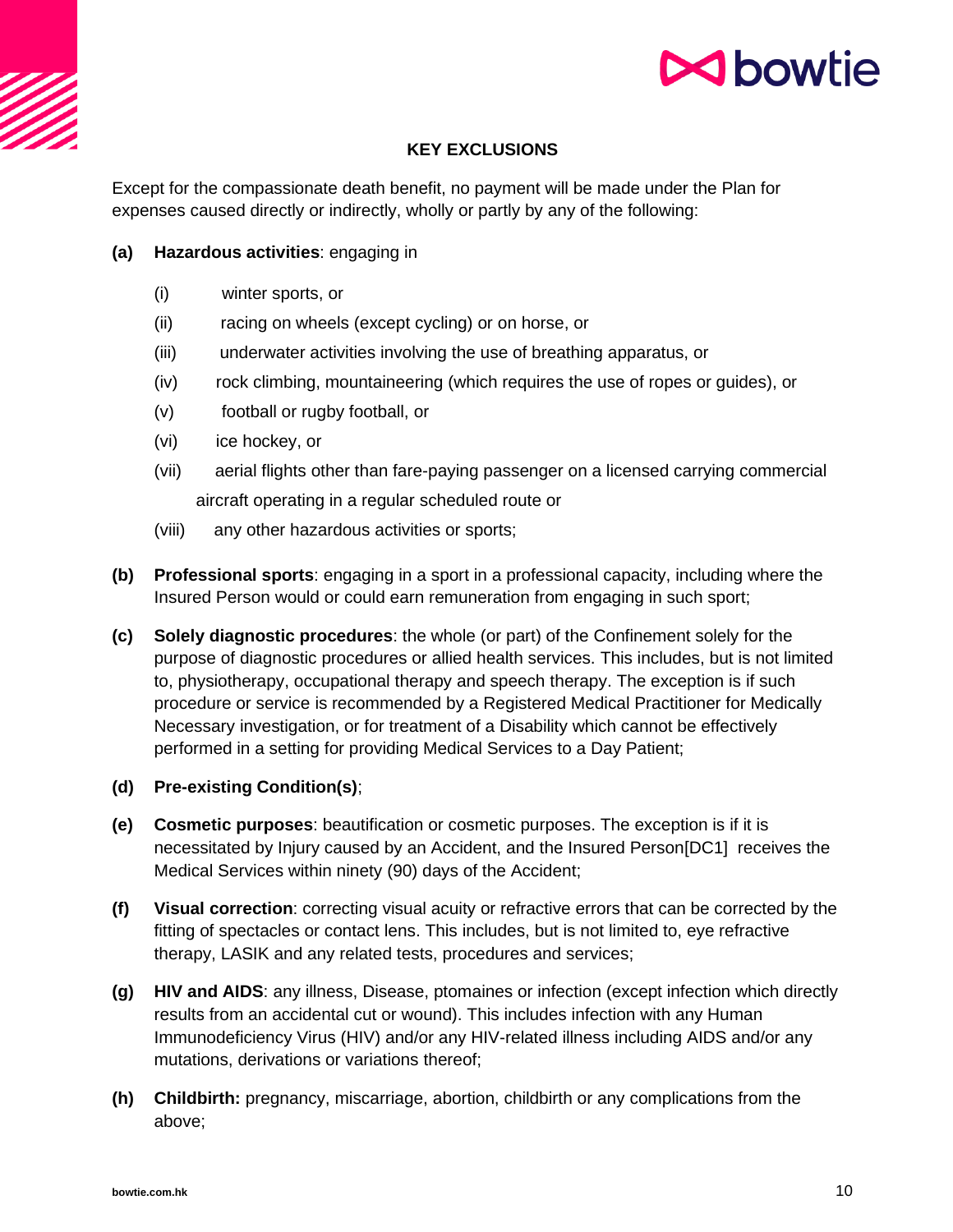## KEY EXCLUSIONS

Except for the compassionate death benefit, no payment will be made under the Plan for expenses caused directly or indirectly, wholly or partly by any of the following:

**(a) Hazardous activities**: engaging in

- (i) winter sports, or
- (ii) racing on wheels (except cycling) or on horse, or
- (iii) underwater activities involving the use of breathing apparatus, or
- (iv) rock climbing, mountaineering (which requires the use of ropes or guides), or
- (v) football or rugby football, or
- (vi) ice hockey, or
- (vii) aerial flights other than fare-paying passenger on a licensed carrying commercial aircraft operating in a regular scheduled route or
- (viii) any other hazardous activities or sports;

**(b) Professional sports**: engaging in a sport in a professional capacity, including where the Insured Person would or could earn remuneration from engaging in such sport;

**(c) Solely diagnostic procedures**: the whole (or part) of the Confinement solely for the purpose of diagnostic procedures or allied health services. This includes, but is not limited to, physiotherapy, occupational therapy and speech therapy. The exception is if such procedure or service is recommended by a Registered Medical Practitioner for Medically Necessary investigation, or for treatment of a Disability which cannot be effectively performed in a setting for providing Medical Services to a Day Patient;

**(d) Pre-existing Condition(s)**;

**(e) Cosmetic purposes**: beautification or cosmetic purposes. The exception is if it is necessitated by Injury caused by an Accident, and the Insured Person[DC1] receives the Medical Services within ninety (90) days of the Accident;

**(f) Visual correction**: correcting visual acuity or refractive errors that can be corrected by the fitting of spectacles or contact lens. This includes, but is not limited to, eye refractive therapy, LASIK and any related tests, procedures and services;

**(g) HIV and AIDS**: any illness, Disease, ptomaines or infection (except infection which directly results from an accidental cut or wound). This includes infection with any Human Immunodeficiency Virus (HIV) and/or any HIV-related illness including AIDS and/or any mutations, derivations or variations thereof;

**(h) Childbirth:** pregnancy, miscarriage, abortion, childbirth or any complications from the above;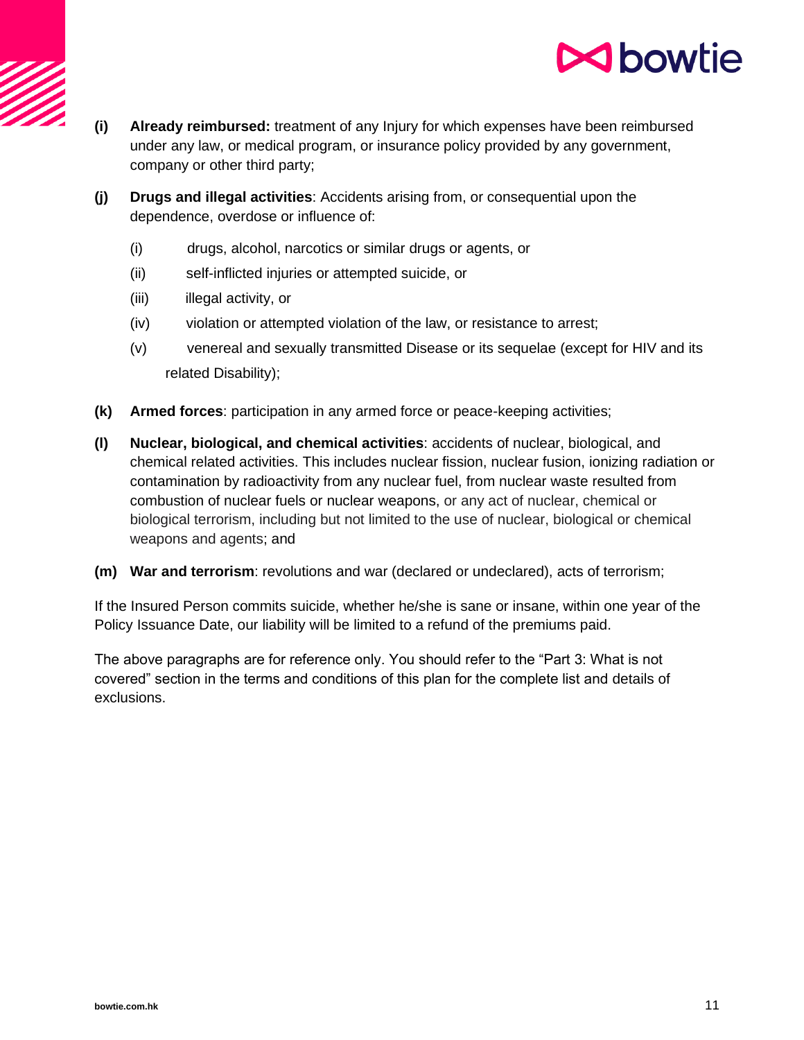**(i)** **Already reimbursed:** treatment of any Injury for which expenses have been reimbursed under any law, or medical program, or insurance policy provided by any government, company or other third party;

**(j)** **Drugs and illegal activities**: Accidents arising from, or consequential upon the dependence, overdose or influence of:

(i) drugs, alcohol, narcotics or similar drugs or agents, or

(ii) self-inflicted injuries or attempted suicide, or

(iii) illegal activity, or

(iv) violation or attempted violation of the law, or resistance to arrest;

(v) venereal and sexually transmitted Disease or its sequelae (except for HIV and its related Disability);

**(k)** **Armed forces**: participation in any armed force or peace-keeping activities;

**(l)** **Nuclear, biological, and chemical activities**: accidents of nuclear, biological, and chemical related activities. This includes nuclear fission, nuclear fusion, ionizing radiation or contamination by radioactivity from any nuclear fuel, from nuclear waste resulted from combustion of nuclear fuels or nuclear weapons, or any act of nuclear, chemical or biological terrorism, including but not limited to the use of nuclear, biological or chemical weapons and agents; and

**(m)** **War and terrorism**: revolutions and war (declared or undeclared), acts of terrorism;

If the Insured Person commits suicide, whether he/she is sane or insane, within one year of the Policy Issuance Date, our liability will be limited to a refund of the premiums paid.

The above paragraphs are for reference only. You should refer to the "Part 3: What is not covered" section in the terms and conditions of this plan for the complete list and details of exclusions.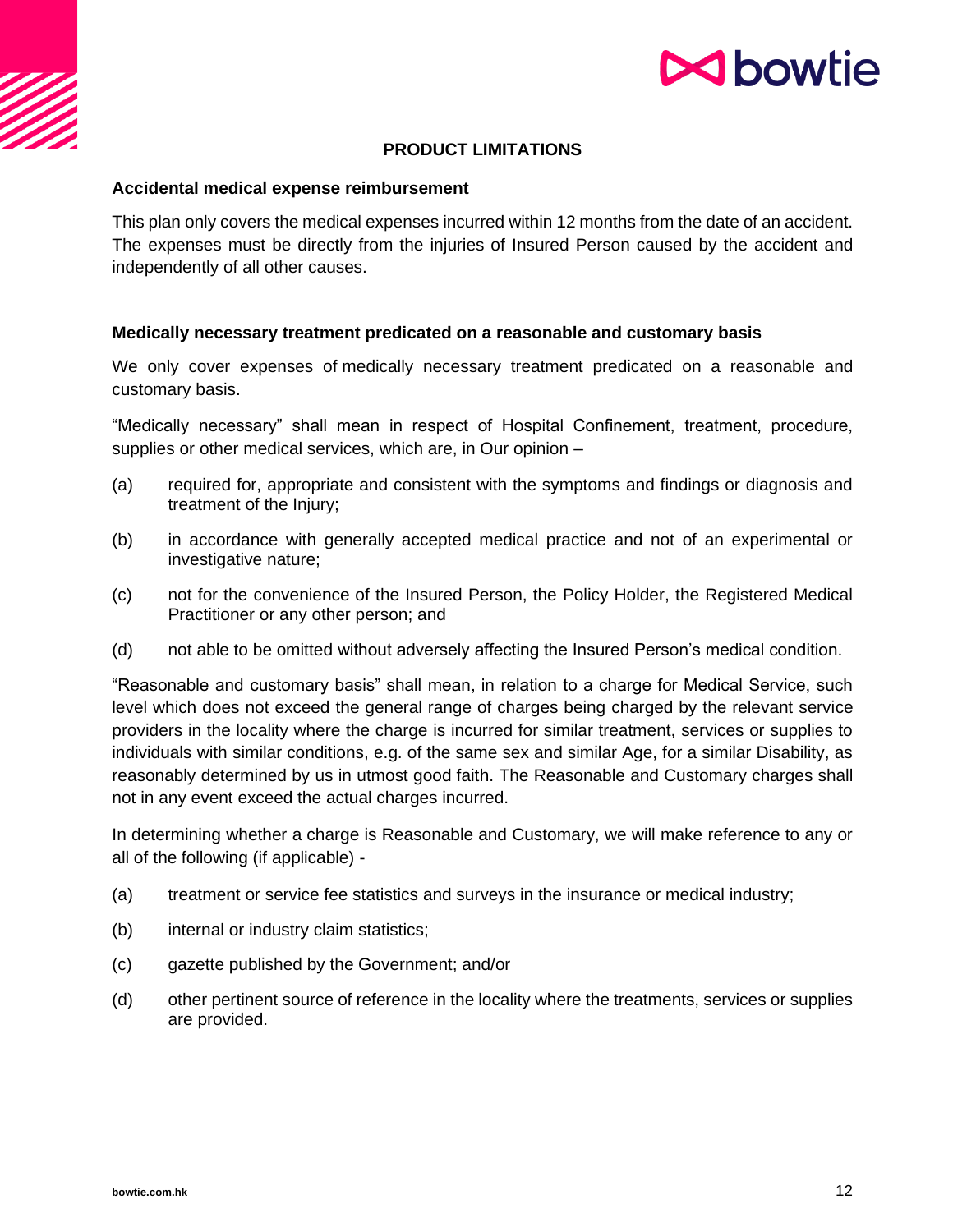## PRODUCT LIMITATIONS

### Accidental medical expense reimbursement

This plan only covers the medical expenses incurred within 12 months from the date of an accident. The expenses must be directly from the injuries of Insured Person caused by the accident and independently of all other causes.

### Medically necessary treatment predicated on a reasonable and customary basis

We only cover expenses of medically necessary treatment predicated on a reasonable and customary basis.

"Medically necessary" shall mean in respect of Hospital Confinement, treatment, procedure, supplies or other medical services, which are, in Our opinion –

(a) required for, appropriate and consistent with the symptoms and findings or diagnosis and treatment of the Injury;

(b) in accordance with generally accepted medical practice and not of an experimental or investigative nature;

(c) not for the convenience of the Insured Person, the Policy Holder, the Registered Medical Practitioner or any other person; and

(d) not able to be omitted without adversely affecting the Insured Person's medical condition.

"Reasonable and customary basis" shall mean, in relation to a charge for Medical Service, such level which does not exceed the general range of charges being charged by the relevant service providers in the locality where the charge is incurred for similar treatment, services or supplies to individuals with similar conditions, e.g. of the same sex and similar Age, for a similar Disability, as reasonably determined by us in utmost good faith. The Reasonable and Customary charges shall not in any event exceed the actual charges incurred.

In determining whether a charge is Reasonable and Customary, we will make reference to any or all of the following (if applicable) -

(a) treatment or service fee statistics and surveys in the insurance or medical industry;

(b) internal or industry claim statistics;

(c) gazette published by the Government; and/or

(d) other pertinent source of reference in the locality where the treatments, services or supplies are provided.